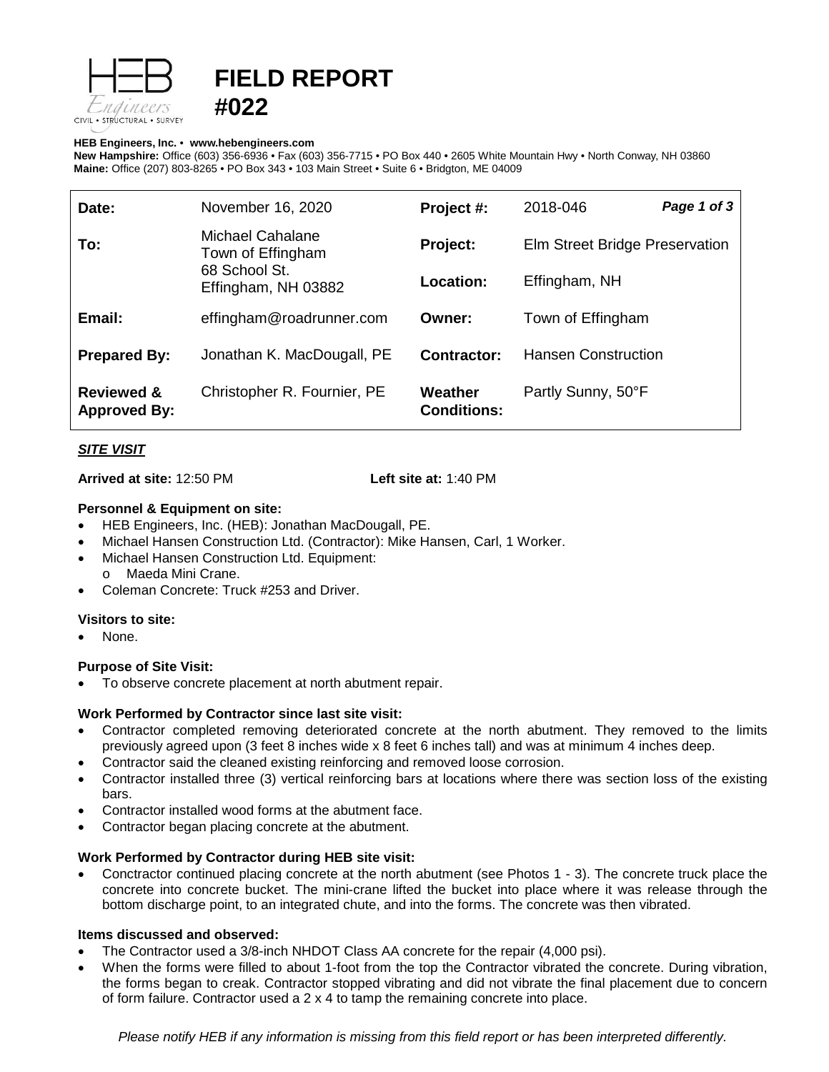# FIELD REPORT #022

**HEB Engineers, Inc.** • **www.hebengineers.com**
**New Hampshire:** Office (603) 356-6936 • Fax (603) 356-7715 • PO Box 440 • 2605 White Mountain Hwy • North Conway, NH 03860
**Maine:** Office (207) 803-8265 • PO Box 343 • 103 Main Street • Suite 6 • Bridgton, ME 04009

| | | | |
|---|---|---|---|
| **Date:** | November 16, 2020 | **Project #:** | 2018-046 *Page 1 of 3* |
| **To:** | Michael Cahalane<br>Town of Effingham<br>68 School St.<br>Effingham, NH 03882 | **Project:** | Elm Street Bridge Preservation |
| | | **Location:** | Effingham, NH |
| **Email:** | effingham@roadrunner.com | **Owner:** | Town of Effingham |
| **Prepared By:** | Jonathan K. MacDougall, PE | **Contractor:** | Hansen Construction |
| **Reviewed & Approved By:** | Christopher R. Fournier, PE | **Weather Conditions:** | Partly Sunny, 50°F |

## *SITE VISIT*

**Arrived at site:** 12:50 PM **Left site at:** 1:40 PM

### Personnel & Equipment on site:

- HEB Engineers, Inc. (HEB): Jonathan MacDougall, PE.
- Michael Hansen Construction Ltd. (Contractor): Mike Hansen, Carl, 1 Worker.
- Michael Hansen Construction Ltd. Equipment:
  - Maeda Mini Crane.
- Coleman Concrete: Truck #253 and Driver.

### Visitors to site:

- None.

### Purpose of Site Visit:

- To observe concrete placement at north abutment repair.

### Work Performed by Contractor since last site visit:

- Contractor completed removing deteriorated concrete at the north abutment. They removed to the limits previously agreed upon (3 feet 8 inches wide x 8 feet 6 inches tall) and was at minimum 4 inches deep.
- Contractor said the cleaned existing reinforcing and removed loose corrosion.
- Contractor installed three (3) vertical reinforcing bars at locations where there was section loss of the existing bars.
- Contractor installed wood forms at the abutment face.
- Contractor began placing concrete at the abutment.

### Work Performed by Contractor during HEB site visit:

- Conctractor continued placing concrete at the north abutment (see Photos 1 - 3). The concrete truck place the concrete into concrete bucket. The mini-crane lifted the bucket into place where it was release through the bottom discharge point, to an integrated chute, and into the forms. The concrete was then vibrated.

### Items discussed and observed:

- The Contractor used a 3/8-inch NHDOT Class AA concrete for the repair (4,000 psi).
- When the forms were filled to about 1-foot from the top the Contractor vibrated the concrete. During vibration, the forms began to creak. Contractor stopped vibrating and did not vibrate the final placement due to concern of form failure. Contractor used a 2 x 4 to tamp the remaining concrete into place.

*Please notify HEB if any information is missing from this field report or has been interpreted differently.*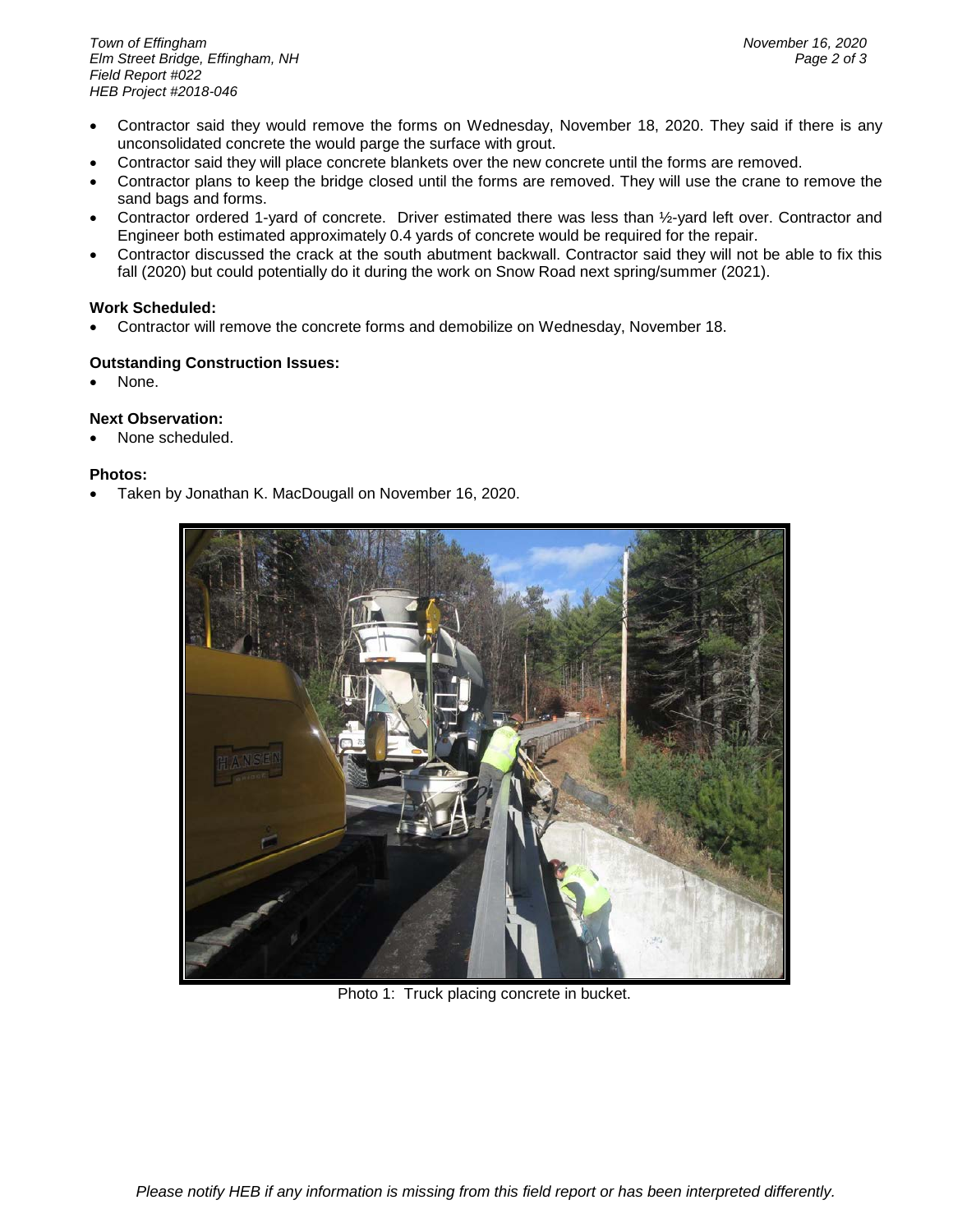- Contractor said they would remove the forms on Wednesday, November 18, 2020. They said if there is any unconsolidated concrete the would parge the surface with grout.
- Contractor said they will place concrete blankets over the new concrete until the forms are removed.
- Contractor plans to keep the bridge closed until the forms are removed. They will use the crane to remove the sand bags and forms.
- Contractor ordered 1-yard of concrete. Driver estimated there was less than ½-yard left over. Contractor and Engineer both estimated approximately 0.4 yards of concrete would be required for the repair.
- Contractor discussed the crack at the south abutment backwall. Contractor said they will not be able to fix this fall (2020) but could potentially do it during the work on Snow Road next spring/summer (2021).

**Work Scheduled:**

- Contractor will remove the concrete forms and demobilize on Wednesday, November 18.

**Outstanding Construction Issues:**

- None.

**Next Observation:**

- None scheduled.

**Photos:**

- Taken by Jonathan K. MacDougall on November 16, 2020.

Photo 1: Truck placing concrete in bucket.

*Please notify HEB if any information is missing from this field report or has been interpreted differently.*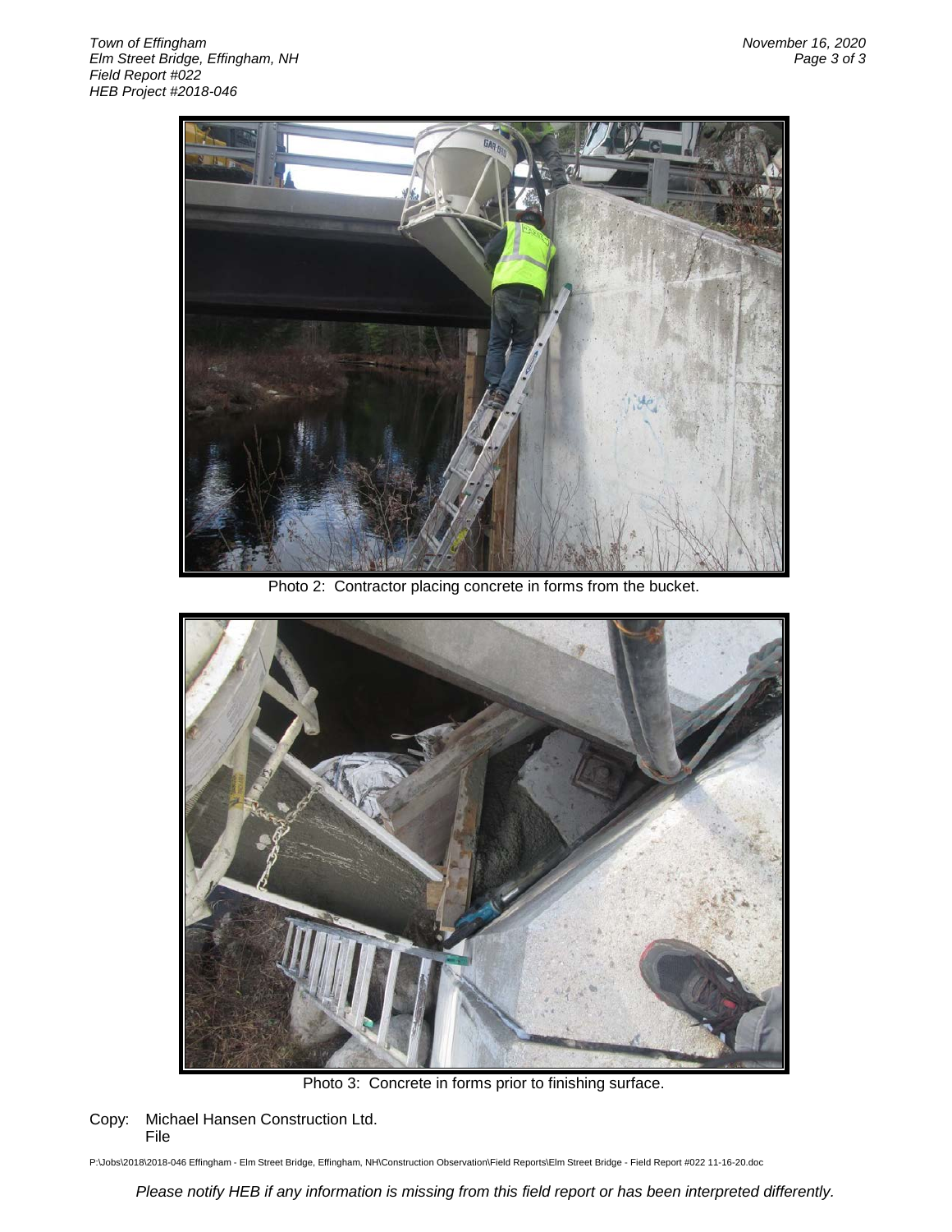Photo 2: Contractor placing concrete in forms from the bucket.

Photo 3: Concrete in forms prior to finishing surface.

Copy: Michael Hansen Construction Ltd.
File

P:\Jobs\2018\2018-046 Effingham - Elm Street Bridge, Effingham, NH\Construction Observation\Field Reports\Elm Street Bridge - Field Report #022 11-16-20.doc

*Please notify HEB if any information is missing from this field report or has been interpreted differently.*